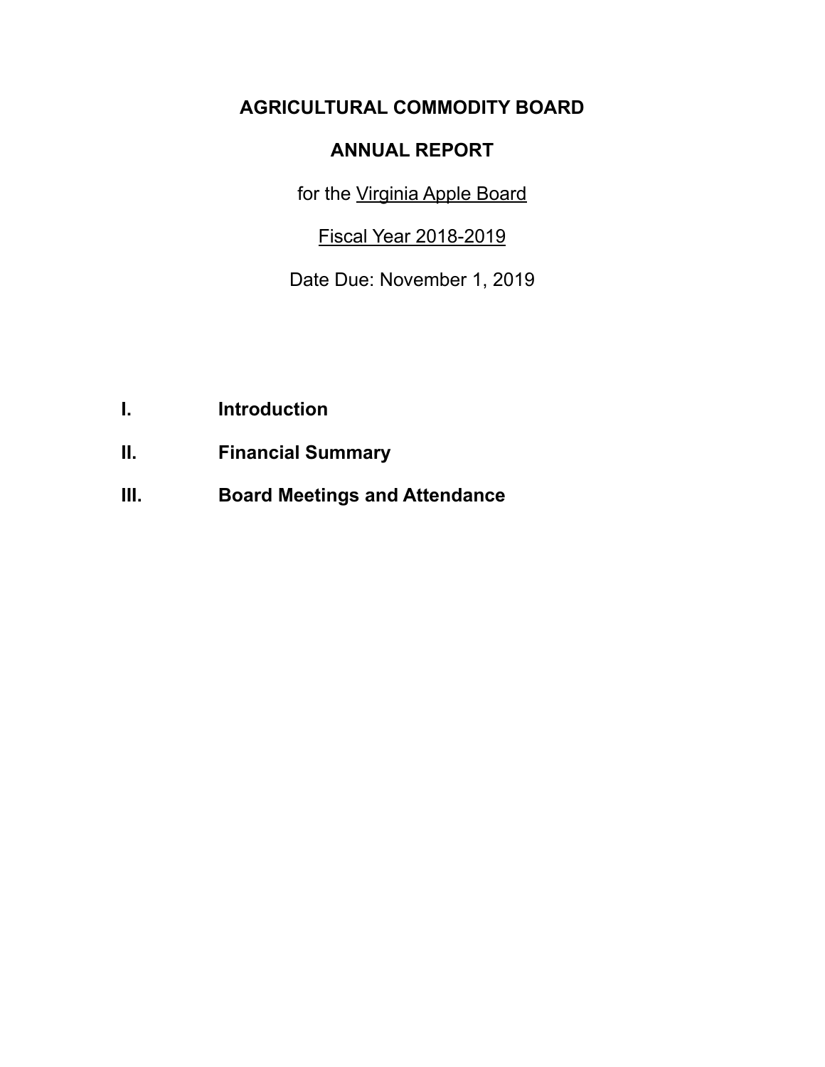# AGRICULTURAL COMMODITY BOARD

## ANNUAL REPORT

for the Virginia Apple Board

Fiscal Year 2018-2019

Date Due: November 1, 2019

**I. Introduction**

**II. Financial Summary**

**III. Board Meetings and Attendance**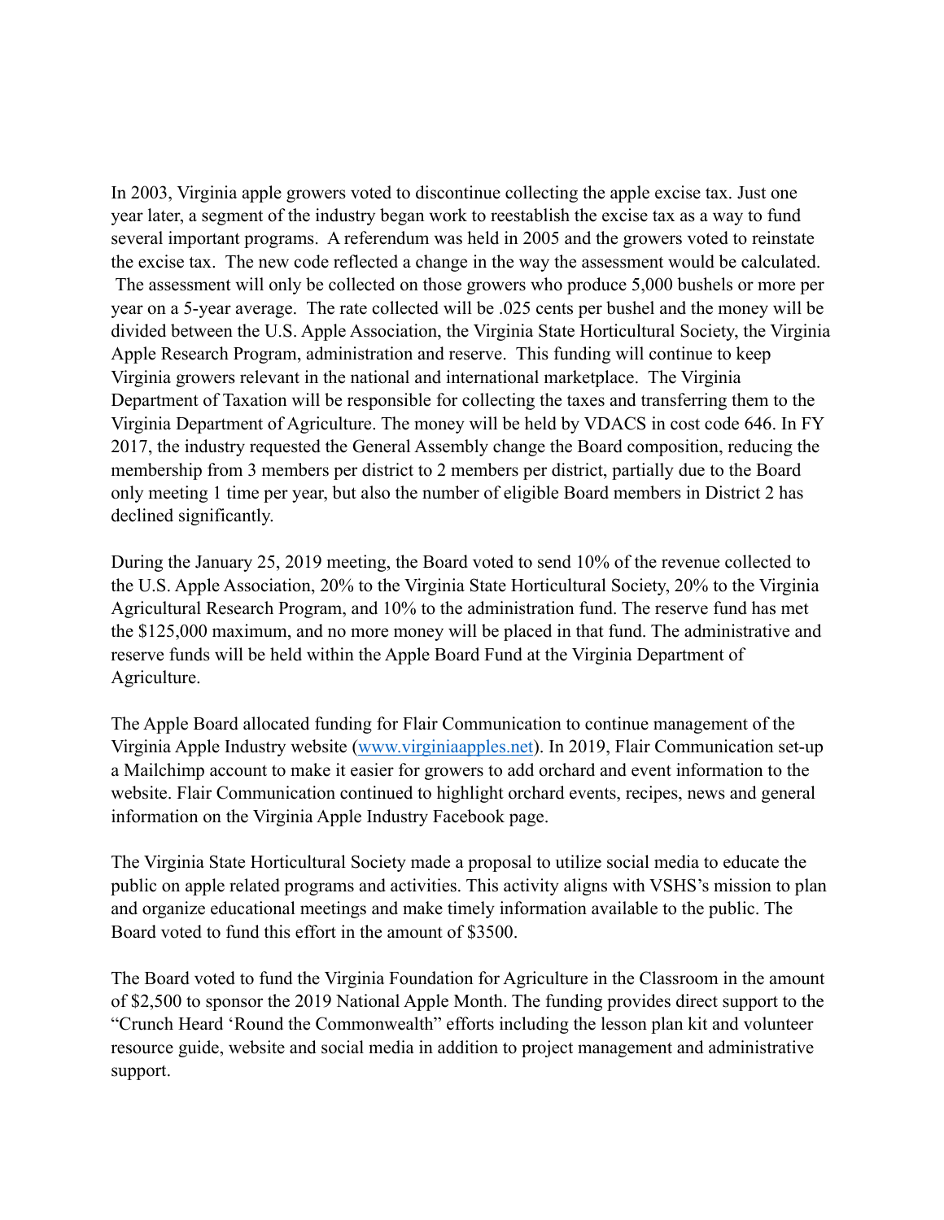In 2003, Virginia apple growers voted to discontinue collecting the apple excise tax. Just one year later, a segment of the industry began work to reestablish the excise tax as a way to fund several important programs. A referendum was held in 2005 and the growers voted to reinstate the excise tax. The new code reflected a change in the way the assessment would be calculated. The assessment will only be collected on those growers who produce 5,000 bushels or more per year on a 5-year average. The rate collected will be .025 cents per bushel and the money will be divided between the U.S. Apple Association, the Virginia State Horticultural Society, the Virginia Apple Research Program, administration and reserve. This funding will continue to keep Virginia growers relevant in the national and international marketplace. The Virginia Department of Taxation will be responsible for collecting the taxes and transferring them to the Virginia Department of Agriculture. The money will be held by VDACS in cost code 646. In FY 2017, the industry requested the General Assembly change the Board composition, reducing the membership from 3 members per district to 2 members per district, partially due to the Board only meeting 1 time per year, but also the number of eligible Board members in District 2 has declined significantly.

During the January 25, 2019 meeting, the Board voted to send 10% of the revenue collected to the U.S. Apple Association, 20% to the Virginia State Horticultural Society, 20% to the Virginia Agricultural Research Program, and 10% to the administration fund. The reserve fund has met the $125,000 maximum, and no more money will be placed in that fund. The administrative and reserve funds will be held within the Apple Board Fund at the Virginia Department of Agriculture.

The Apple Board allocated funding for Flair Communication to continue management of the Virginia Apple Industry website ([www.virginiaapples.net](http://www.virginiaapples.net)). In 2019, Flair Communication set-up a Mailchimp account to make it easier for growers to add orchard and event information to the website. Flair Communication continued to highlight orchard events, recipes, news and general information on the Virginia Apple Industry Facebook page.

The Virginia State Horticultural Society made a proposal to utilize social media to educate the public on apple related programs and activities. This activity aligns with VSHS's mission to plan and organize educational meetings and make timely information available to the public. The Board voted to fund this effort in the amount of $3500.

The Board voted to fund the Virginia Foundation for Agriculture in the Classroom in the amount of $2,500 to sponsor the 2019 National Apple Month. The funding provides direct support to the "Crunch Heard 'Round the Commonwealth" efforts including the lesson plan kit and volunteer resource guide, website and social media in addition to project management and administrative support.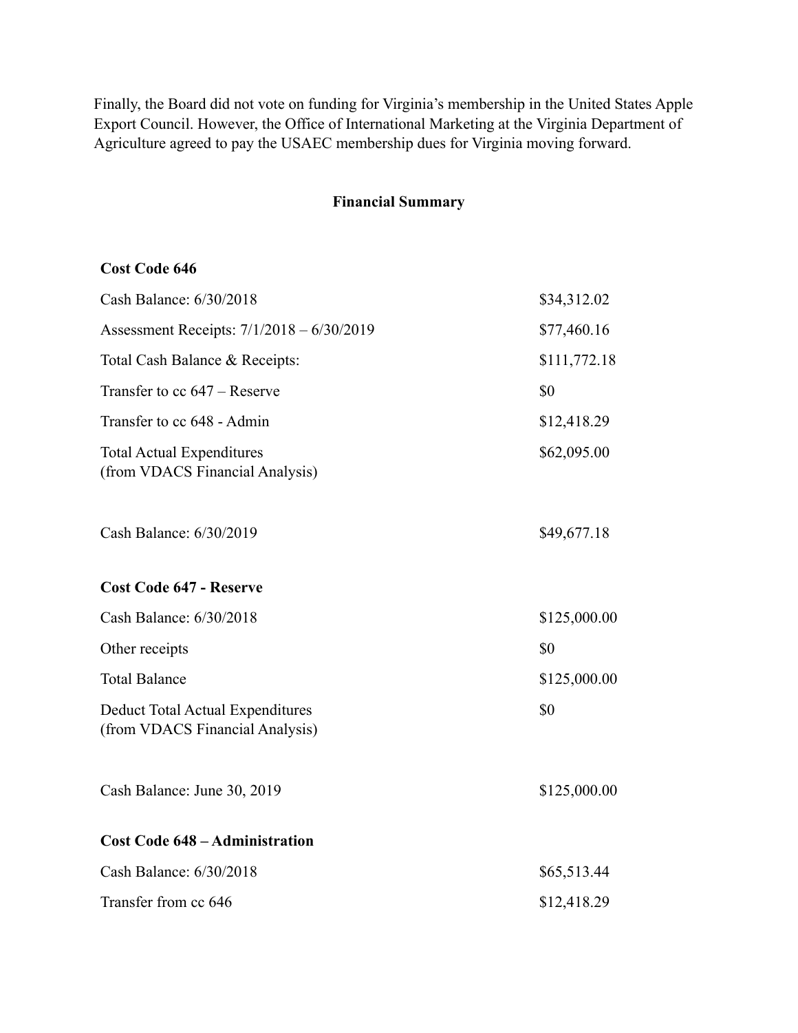Finally, the Board did not vote on funding for Virginia's membership in the United States Apple Export Council. However, the Office of International Marketing at the Virginia Department of Agriculture agreed to pay the USAEC membership dues for Virginia moving forward.

## Financial Summary

**Cost Code 646**

| | |
|---|---|
| Cash Balance: 6/30/2018 | $34,312.02 |
| Assessment Receipts: 7/1/2018 – 6/30/2019 | $77,460.16 |
| Total Cash Balance & Receipts: | $111,772.18 |
| Transfer to cc 647 – Reserve | $0 |
| Transfer to cc 648 - Admin | $12,418.29 |
| Total Actual Expenditures (from VDACS Financial Analysis) | $62,095.00 |
| Cash Balance: 6/30/2019 | $49,677.18 |

**Cost Code 647 - Reserve**

| | |
|---|---|
| Cash Balance: 6/30/2018 | $125,000.00 |
| Other receipts | $0 |
| Total Balance | $125,000.00 |
| Deduct Total Actual Expenditures (from VDACS Financial Analysis) | $0 |
| Cash Balance: June 30, 2019 | $125,000.00 |

**Cost Code 648 – Administration**

| | |
|---|---|
| Cash Balance: 6/30/2018 | $65,513.44 |
| Transfer from cc 646 | $12,418.29 |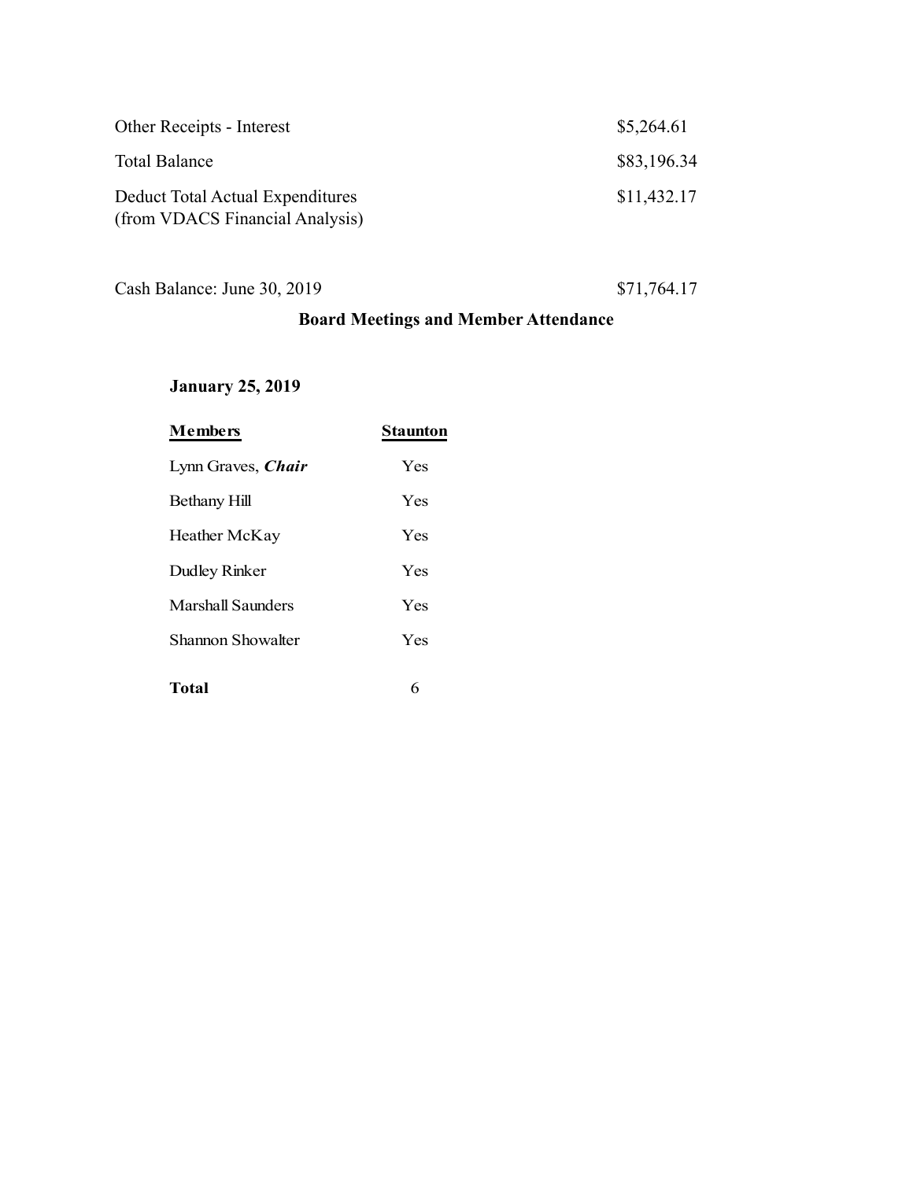| | |
|---|---|
| Other Receipts - Interest | $5,264.61 |
| Total Balance | $83,196.34 |
| Deduct Total Actual Expenditures (from VDACS Financial Analysis) | $11,432.17 |
| Cash Balance: June 30, 2019 | $71,764.17 |

## Board Meetings and Member Attendance

**January 25, 2019**

| Members | Staunton |
|---|---|
| Lynn Graves, ***Chair*** | Yes |
| Bethany Hill | Yes |
| Heather McKay | Yes |
| Dudley Rinker | Yes |
| Marshall Saunders | Yes |
| Shannon Showalter | Yes |
| **Total** | 6 |